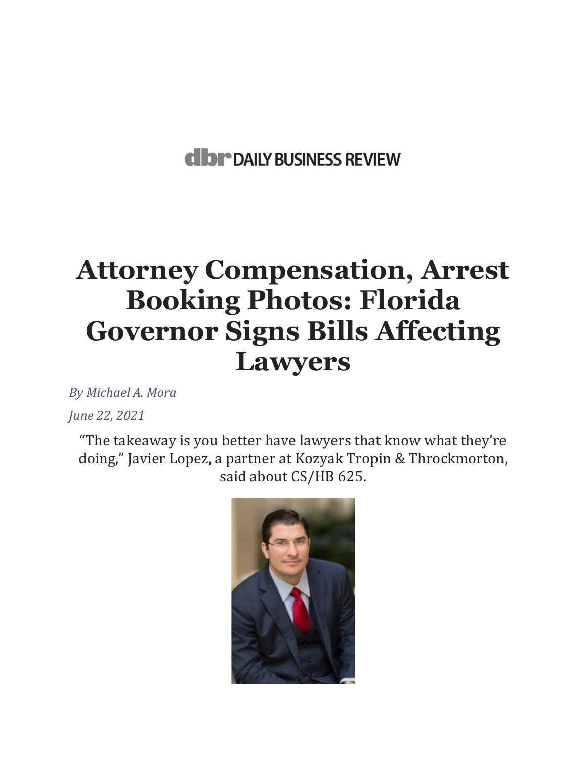**dbr DAILY BUSINESS REVIEW**

# Attorney Compensation, Arrest Booking Photos: Florida Governor Signs Bills Affecting Lawyers

*By Michael A. Mora*

*June 22, 2021*

"The takeaway is you better have lawyers that know what they're doing," Javier Lopez, a partner at Kozyak Tropin & Throckmorton, said about CS/HB 625.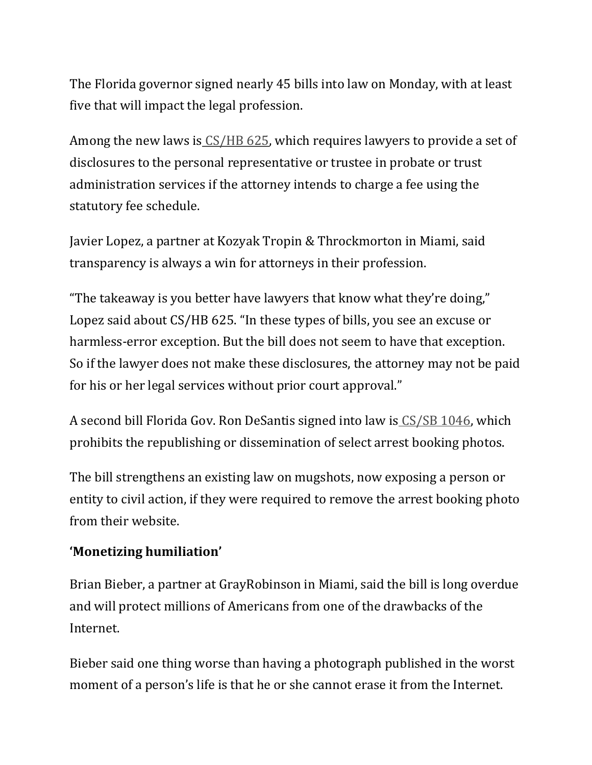The Florida governor signed nearly 45 bills into law on Monday, with at least five that will impact the legal profession.

Among the new laws is CS/HB 625, which requires lawyers to provide a set of disclosures to the personal representative or trustee in probate or trust administration services if the attorney intends to charge a fee using the statutory fee schedule.

Javier Lopez, a partner at Kozyak Tropin & Throckmorton in Miami, said transparency is always a win for attorneys in their profession.

"The takeaway is you better have lawyers that know what they're doing," Lopez said about CS/HB 625. "In these types of bills, you see an excuse or harmless-error exception. But the bill does not seem to have that exception. So if the lawyer does not make these disclosures, the attorney may not be paid for his or her legal services without prior court approval."

A second bill Florida Gov. Ron DeSantis signed into law is CS/SB 1046, which prohibits the republishing or dissemination of select arrest booking photos.

The bill strengthens an existing law on mugshots, now exposing a person or entity to civil action, if they were required to remove the arrest booking photo from their website.

**'Monetizing humiliation'**

Brian Bieber, a partner at GrayRobinson in Miami, said the bill is long overdue and will protect millions of Americans from one of the drawbacks of the Internet.

Bieber said one thing worse than having a photograph published in the worst moment of a person's life is that he or she cannot erase it from the Internet.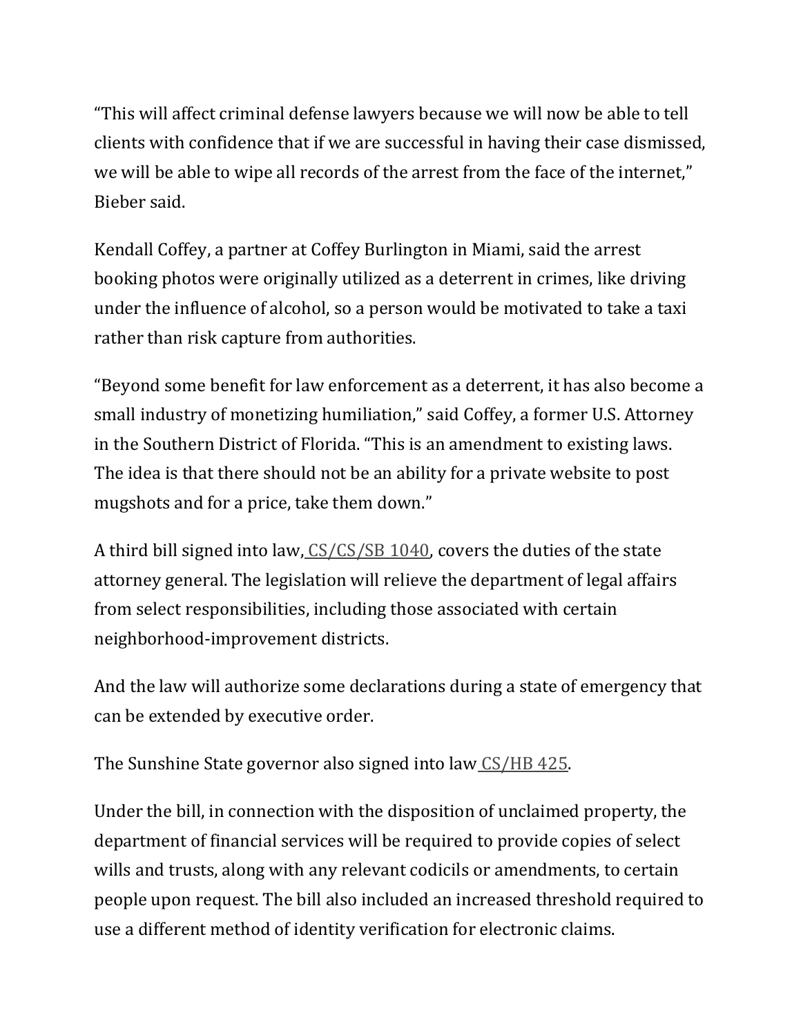"This will affect criminal defense lawyers because we will now be able to tell clients with confidence that if we are successful in having their case dismissed, we will be able to wipe all records of the arrest from the face of the internet," Bieber said.

Kendall Coffey, a partner at Coffey Burlington in Miami, said the arrest booking photos were originally utilized as a deterrent in crimes, like driving under the influence of alcohol, so a person would be motivated to take a taxi rather than risk capture from authorities.

"Beyond some benefit for law enforcement as a deterrent, it has also become a small industry of monetizing humiliation," said Coffey, a former U.S. Attorney in the Southern District of Florida. "This is an amendment to existing laws. The idea is that there should not be an ability for a private website to post mugshots and for a price, take them down."

A third bill signed into law, CS/CS/SB 1040, covers the duties of the state attorney general. The legislation will relieve the department of legal affairs from select responsibilities, including those associated with certain neighborhood-improvement districts.

And the law will authorize some declarations during a state of emergency that can be extended by executive order.

The Sunshine State governor also signed into law CS/HB 425.

Under the bill, in connection with the disposition of unclaimed property, the department of financial services will be required to provide copies of select wills and trusts, along with any relevant codicils or amendments, to certain people upon request. The bill also included an increased threshold required to use a different method of identity verification for electronic claims.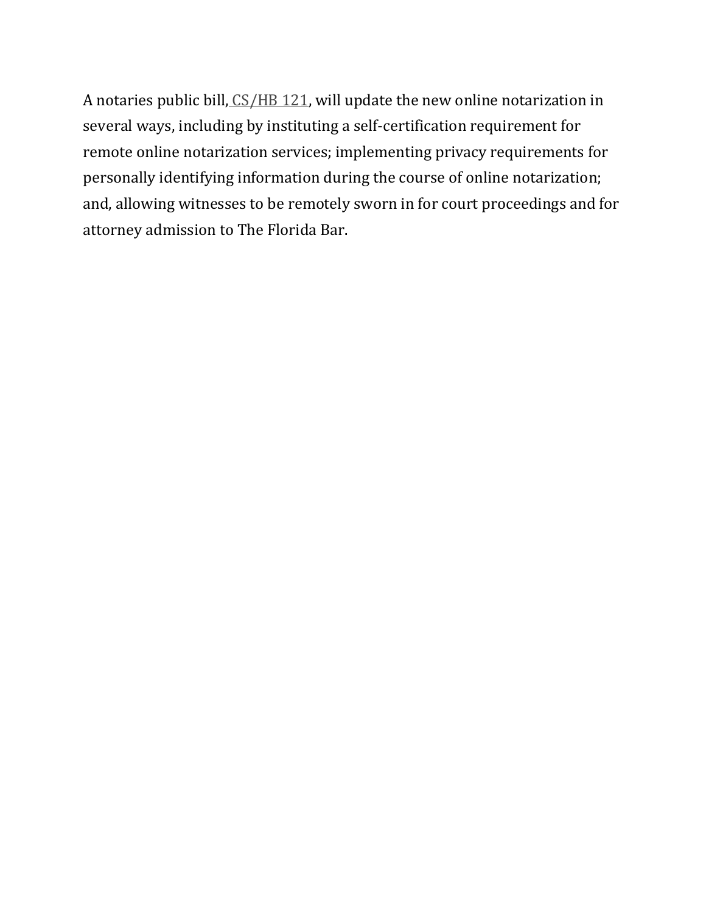A notaries public bill, CS/HB 121, will update the new online notarization in several ways, including by instituting a self-certification requirement for remote online notarization services; implementing privacy requirements for personally identifying information during the course of online notarization; and, allowing witnesses to be remotely sworn in for court proceedings and for attorney admission to The Florida Bar.